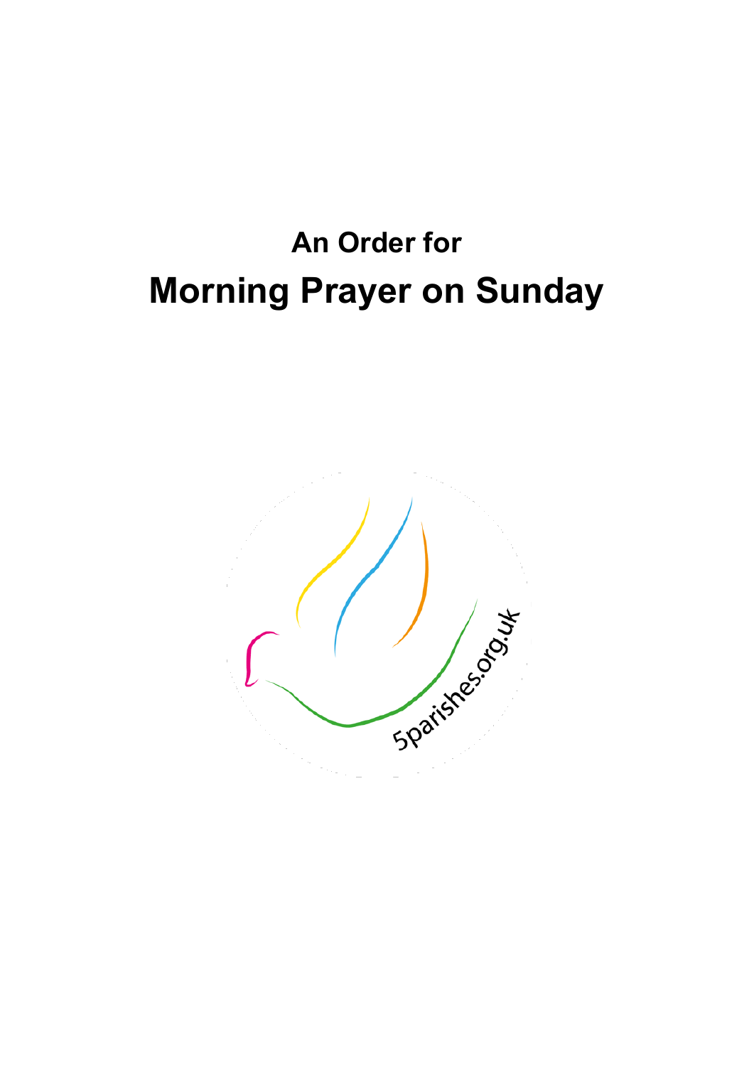## An Order for

# Morning Prayer on Sunday

5parishes.org.uk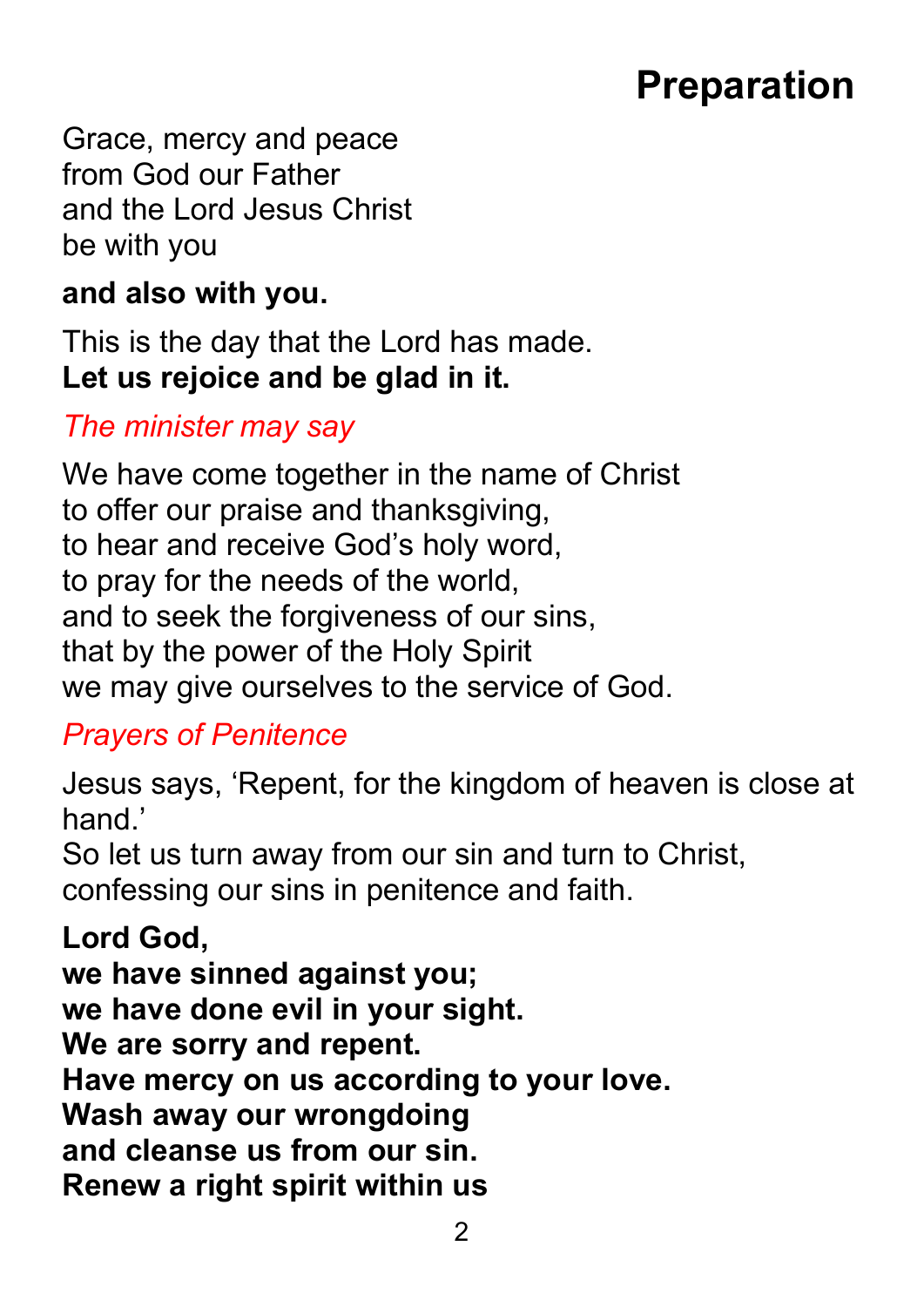# Preparation

Grace, mercy and peace
from God our Father
and the Lord Jesus Christ
be with you

**and also with you.**

This is the day that the Lord has made.
**Let us rejoice and be glad in it.**

*The minister may say*

We have come together in the name of Christ
to offer our praise and thanksgiving,
to hear and receive God's holy word,
to pray for the needs of the world,
and to seek the forgiveness of our sins,
that by the power of the Holy Spirit
we may give ourselves to the service of God.

*Prayers of Penitence*

Jesus says, 'Repent, for the kingdom of heaven is close at hand.'
So let us turn away from our sin and turn to Christ,
confessing our sins in penitence and faith.

**Lord God,**
**we have sinned against you;**
**we have done evil in your sight.**
**We are sorry and repent.**
**Have mercy on us according to your love.**
**Wash away our wrongdoing**
**and cleanse us from our sin.**
**Renew a right spirit within us**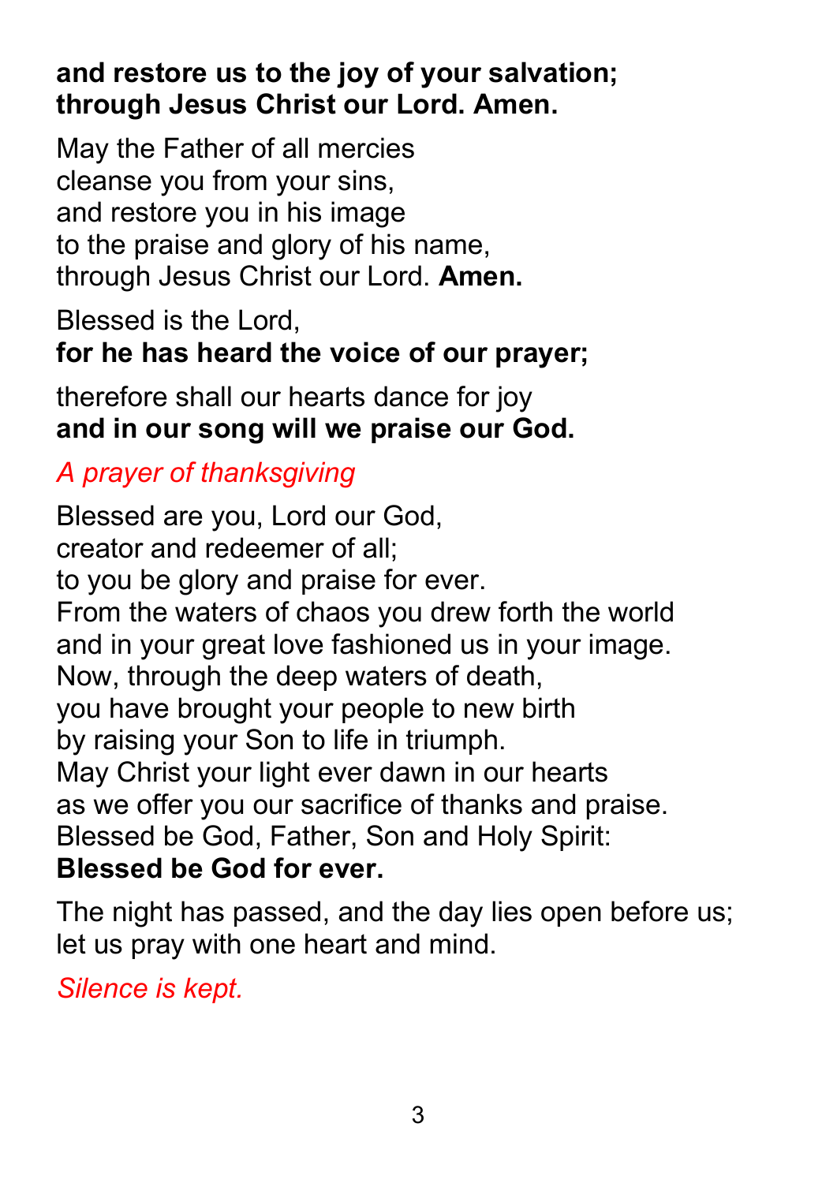**and restore us to the joy of your salvation;**
**through Jesus Christ our Lord. Amen.**

May the Father of all mercies
cleanse you from your sins,
and restore you in his image
to the praise and glory of his name,
through Jesus Christ our Lord. **Amen.**

Blessed is the Lord,
**for he has heard the voice of our prayer;**

therefore shall our hearts dance for joy
**and in our song will we praise our God.**

*A prayer of thanksgiving*

Blessed are you, Lord our God,
creator and redeemer of all;
to you be glory and praise for ever.
From the waters of chaos you drew forth the world
and in your great love fashioned us in your image.
Now, through the deep waters of death,
you have brought your people to new birth
by raising your Son to life in triumph.
May Christ your light ever dawn in our hearts
as we offer you our sacrifice of thanks and praise.
Blessed be God, Father, Son and Holy Spirit:
**Blessed be God for ever.**

The night has passed, and the day lies open before us;
let us pray with one heart and mind.

*Silence is kept.*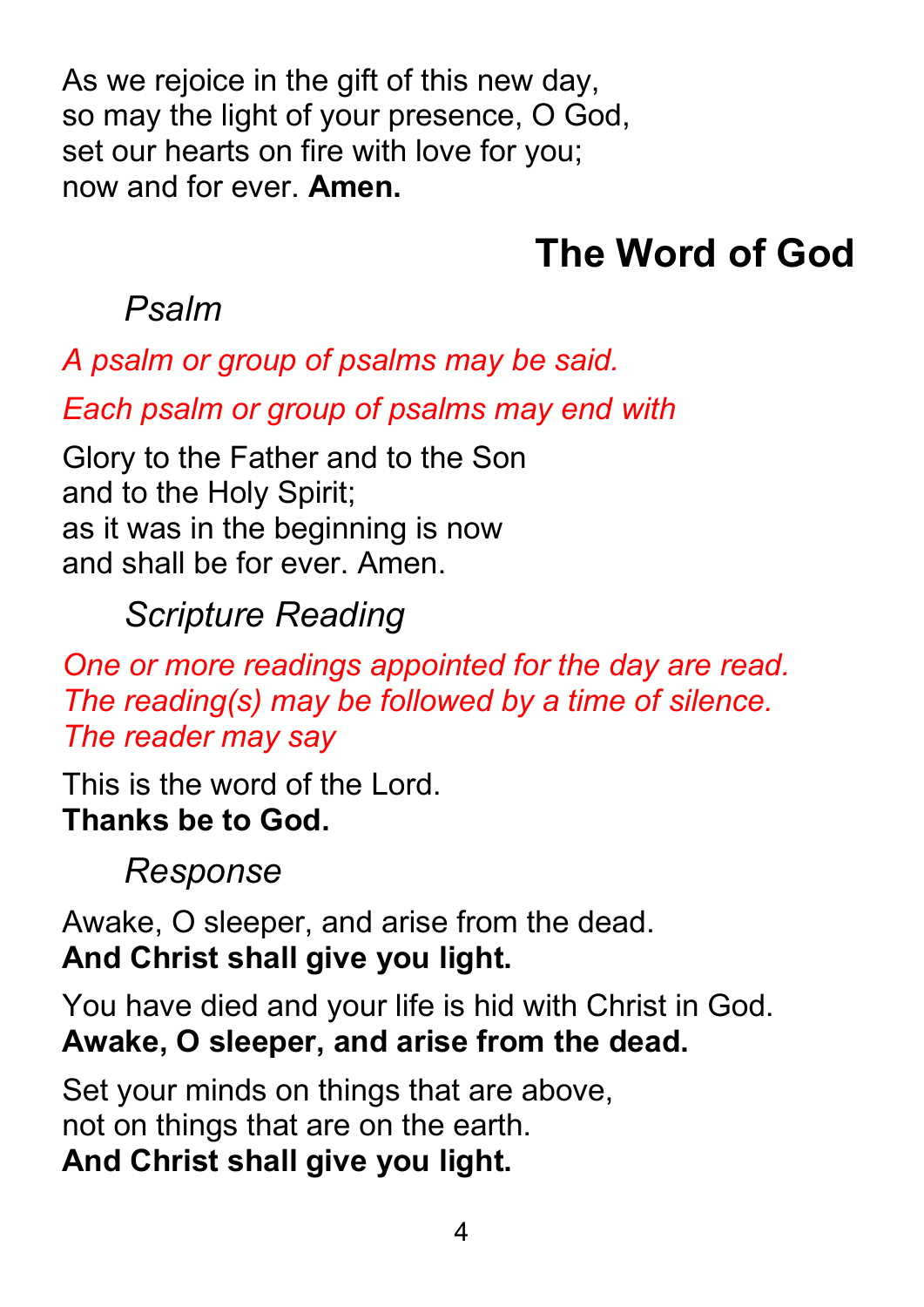As we rejoice in the gift of this new day,
so may the light of your presence, O God,
set our hearts on fire with love for you;
now and for ever. **Amen.**

## The Word of God

### *Psalm*

*A psalm or group of psalms may be said.*

*Each psalm or group of psalms may end with*

Glory to the Father and to the Son
and to the Holy Spirit;
as it was in the beginning is now
and shall be for ever. Amen.

### *Scripture Reading*

*One or more readings appointed for the day are read.*
*The reading(s) may be followed by a time of silence.*
*The reader may say*

This is the word of the Lord.
**Thanks be to God.**

### *Response*

Awake, O sleeper, and arise from the dead.
**And Christ shall give you light.**

You have died and your life is hid with Christ in God.
**Awake, O sleeper, and arise from the dead.**

Set your minds on things that are above,
not on things that are on the earth.
**And Christ shall give you light.**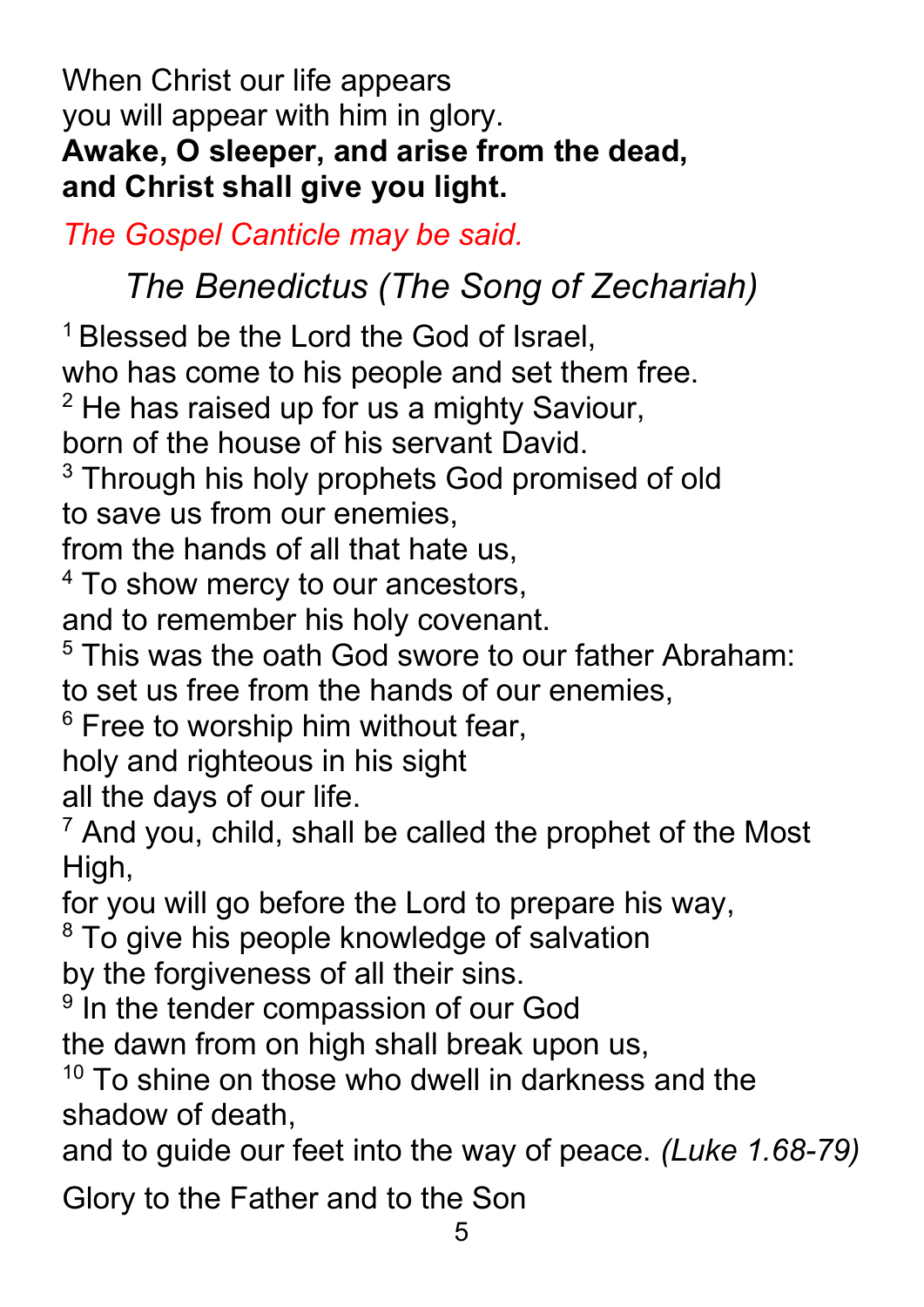When Christ our life appears
you will appear with him in glory.
**Awake, O sleeper, and arise from the dead,**
**and Christ shall give you light.**

*The Gospel Canticle may be said.*

## *The Benedictus (The Song of Zechariah)*

[1] Blessed be the Lord the God of Israel,
who has come to his people and set them free.
[2] He has raised up for us a mighty Saviour,
born of the house of his servant David.
[3] Through his holy prophets God promised of old
to save us from our enemies,
from the hands of all that hate us,
[4] To show mercy to our ancestors,
and to remember his holy covenant.
[5] This was the oath God swore to our father Abraham:
to set us free from the hands of our enemies,
[6] Free to worship him without fear,
holy and righteous in his sight
all the days of our life.
[7] And you, child, shall be called the prophet of the Most High,
for you will go before the Lord to prepare his way,
[8] To give his people knowledge of salvation
by the forgiveness of all their sins.
[9] In the tender compassion of our God
the dawn from on high shall break upon us,
[10] To shine on those who dwell in darkness and the shadow of death,
and to guide our feet into the way of peace. *(Luke 1.68-79)*

Glory to the Father and to the Son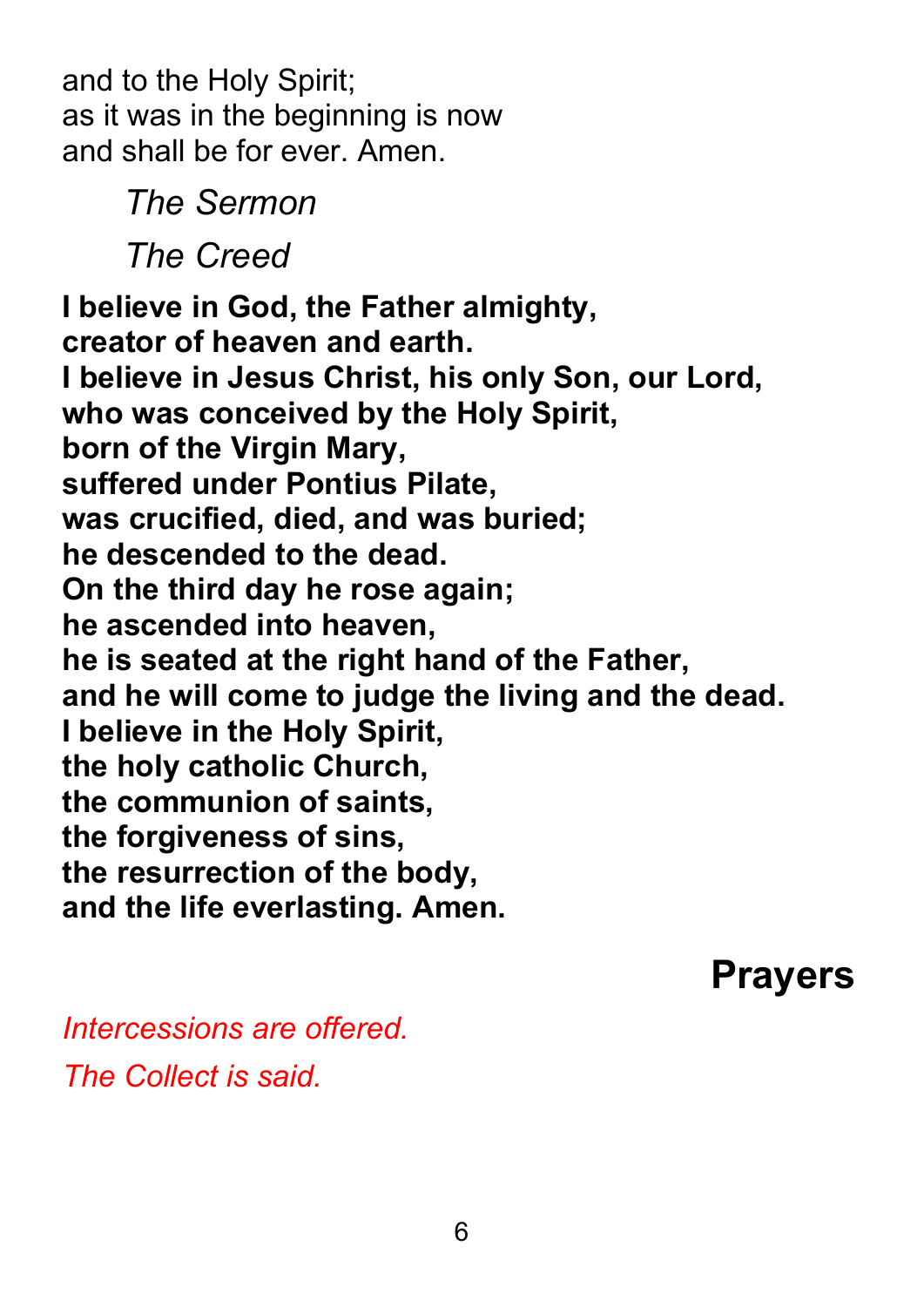and to the Holy Spirit;
as it was in the beginning is now
and shall be for ever. Amen.

*The Sermon*

*The Creed*

**I believe in God, the Father almighty,**
**creator of heaven and earth.**
**I believe in Jesus Christ, his only Son, our Lord,**
**who was conceived by the Holy Spirit,**
**born of the Virgin Mary,**
**suffered under Pontius Pilate,**
**was crucified, died, and was buried;**
**he descended to the dead.**
**On the third day he rose again;**
**he ascended into heaven,**
**he is seated at the right hand of the Father,**
**and he will come to judge the living and the dead.**
**I believe in the Holy Spirit,**
**the holy catholic Church,**
**the communion of saints,**
**the forgiveness of sins,**
**the resurrection of the body,**
**and the life everlasting. Amen.**

## Prayers

*Intercessions are offered.*

*The Collect is said.*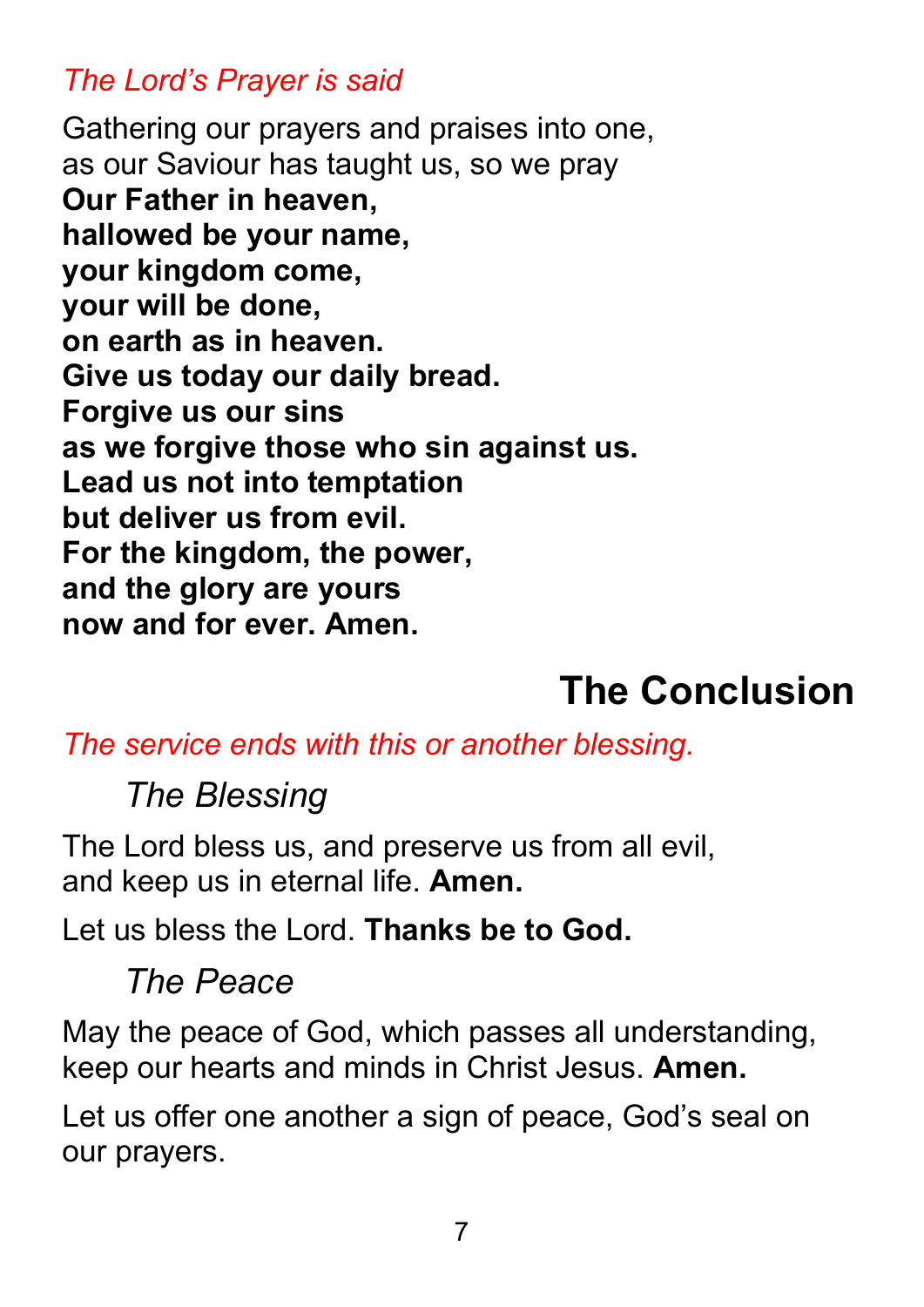*The Lord's Prayer is said*

Gathering our prayers and praises into one,
as our Saviour has taught us, so we pray
**Our Father in heaven,**
**hallowed be your name,**
**your kingdom come,**
**your will be done,**
**on earth as in heaven.**
**Give us today our daily bread.**
**Forgive us our sins**
**as we forgive those who sin against us.**
**Lead us not into temptation**
**but deliver us from evil.**
**For the kingdom, the power,**
**and the glory are yours**
**now and for ever. Amen.**

## The Conclusion

*The service ends with this or another blessing.*

### *The Blessing*

The Lord bless us, and preserve us from all evil,
and keep us in eternal life. **Amen.**

Let us bless the Lord. **Thanks be to God.**

### *The Peace*

May the peace of God, which passes all understanding,
keep our hearts and minds in Christ Jesus. **Amen.**

Let us offer one another a sign of peace, God's seal on our prayers.